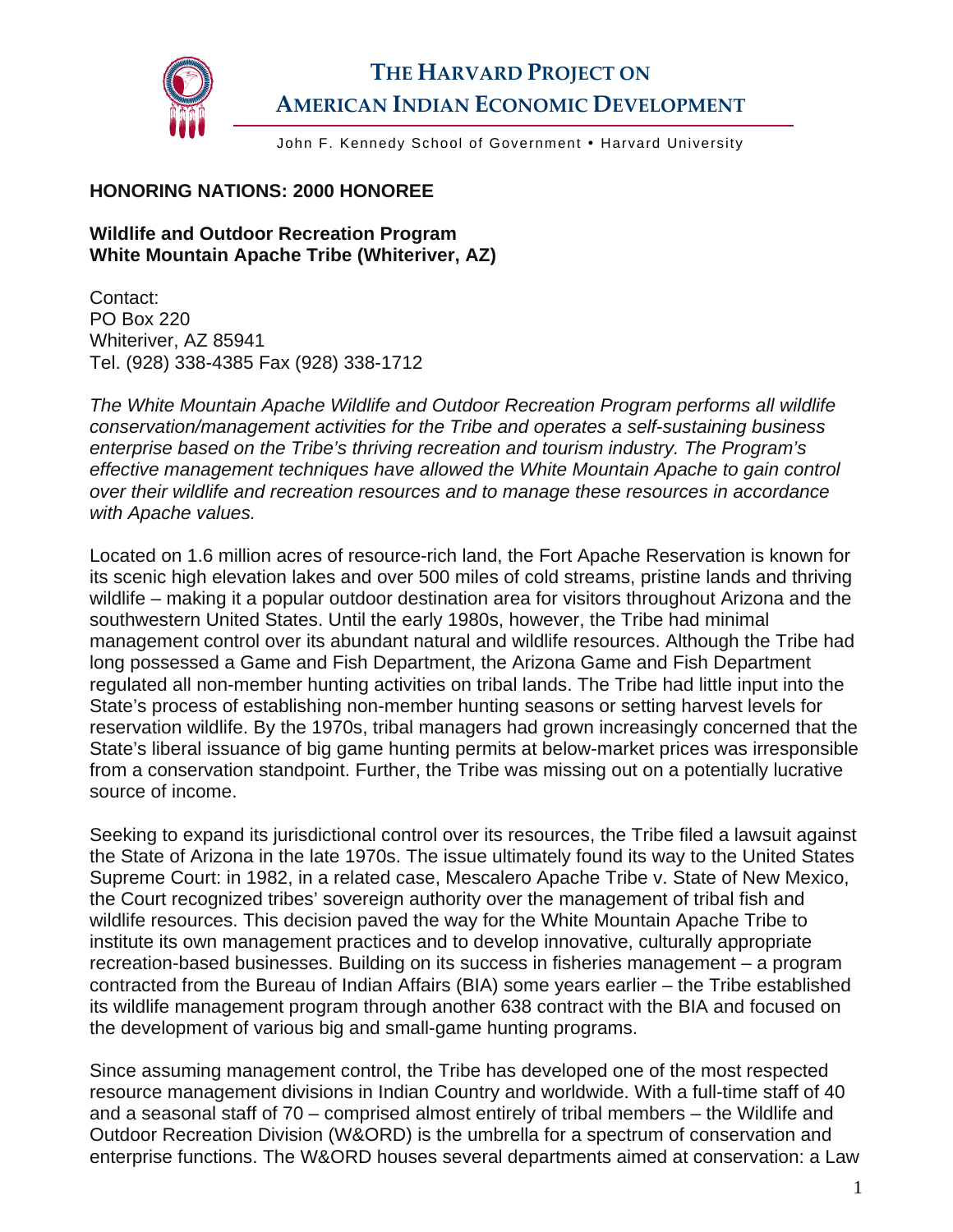# THE HARVARD PROJECT ON AMERICAN INDIAN ECONOMIC DEVELOPMENT

John F. Kennedy School of Government • Harvard University

**HONORING NATIONS: 2000 HONOREE**

**Wildlife and Outdoor Recreation Program**
**White Mountain Apache Tribe (Whiteriver, AZ)**

Contact:
PO Box 220
Whiteriver, AZ 85941
Tel. (928) 338-4385 Fax (928) 338-1712

*The White Mountain Apache Wildlife and Outdoor Recreation Program performs all wildlife conservation/management activities for the Tribe and operates a self-sustaining business enterprise based on the Tribe's thriving recreation and tourism industry. The Program's effective management techniques have allowed the White Mountain Apache to gain control over their wildlife and recreation resources and to manage these resources in accordance with Apache values.*

Located on 1.6 million acres of resource-rich land, the Fort Apache Reservation is known for its scenic high elevation lakes and over 500 miles of cold streams, pristine lands and thriving wildlife – making it a popular outdoor destination area for visitors throughout Arizona and the southwestern United States. Until the early 1980s, however, the Tribe had minimal management control over its abundant natural and wildlife resources. Although the Tribe had long possessed a Game and Fish Department, the Arizona Game and Fish Department regulated all non-member hunting activities on tribal lands. The Tribe had little input into the State's process of establishing non-member hunting seasons or setting harvest levels for reservation wildlife. By the 1970s, tribal managers had grown increasingly concerned that the State's liberal issuance of big game hunting permits at below-market prices was irresponsible from a conservation standpoint. Further, the Tribe was missing out on a potentially lucrative source of income.

Seeking to expand its jurisdictional control over its resources, the Tribe filed a lawsuit against the State of Arizona in the late 1970s. The issue ultimately found its way to the United States Supreme Court: in 1982, in a related case, Mescalero Apache Tribe v. State of New Mexico, the Court recognized tribes' sovereign authority over the management of tribal fish and wildlife resources. This decision paved the way for the White Mountain Apache Tribe to institute its own management practices and to develop innovative, culturally appropriate recreation-based businesses. Building on its success in fisheries management – a program contracted from the Bureau of Indian Affairs (BIA) some years earlier – the Tribe established its wildlife management program through another 638 contract with the BIA and focused on the development of various big and small-game hunting programs.

Since assuming management control, the Tribe has developed one of the most respected resource management divisions in Indian Country and worldwide. With a full-time staff of 40 and a seasonal staff of 70 – comprised almost entirely of tribal members – the Wildlife and Outdoor Recreation Division (W&ORD) is the umbrella for a spectrum of conservation and enterprise functions. The W&ORD houses several departments aimed at conservation: a Law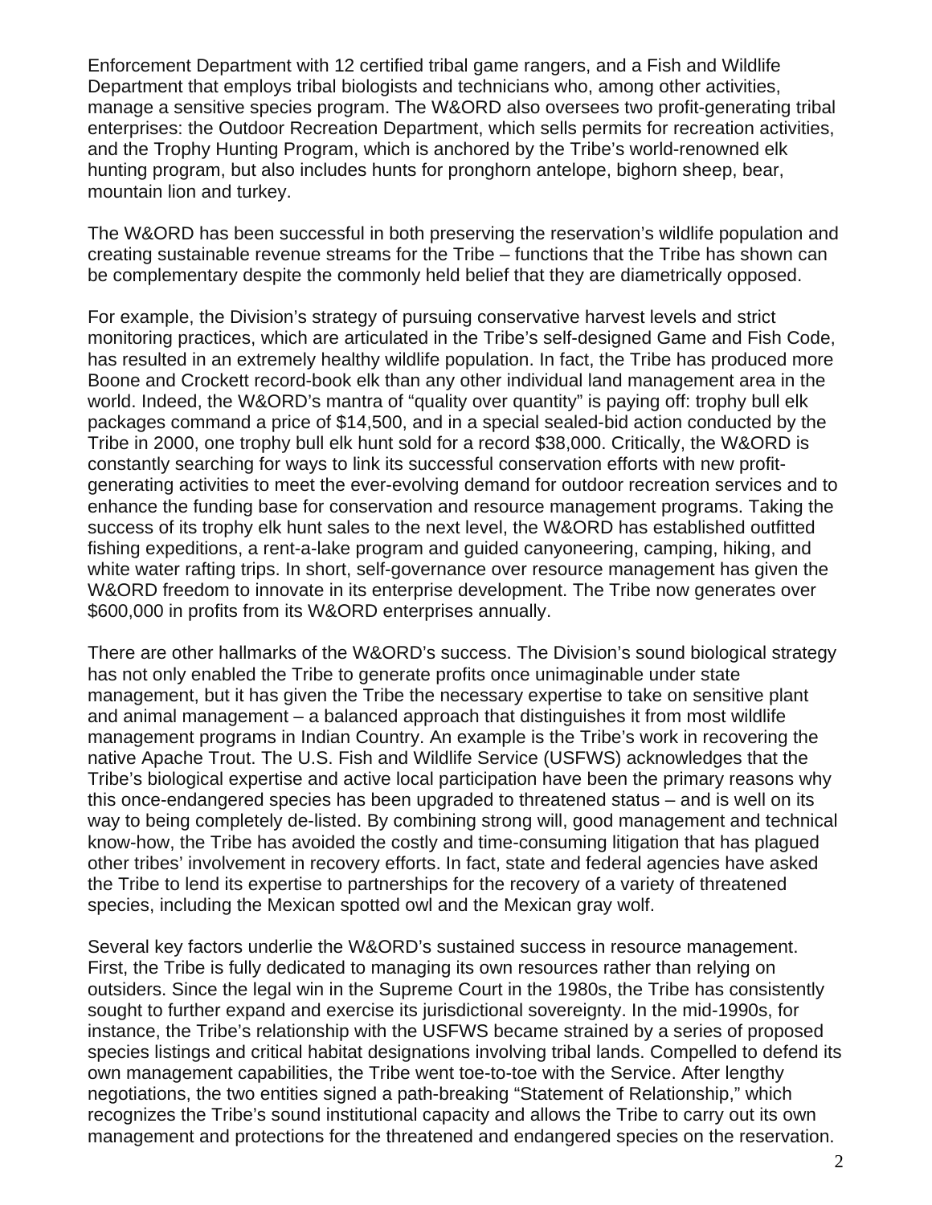Enforcement Department with 12 certified tribal game rangers, and a Fish and Wildlife Department that employs tribal biologists and technicians who, among other activities, manage a sensitive species program. The W&ORD also oversees two profit-generating tribal enterprises: the Outdoor Recreation Department, which sells permits for recreation activities, and the Trophy Hunting Program, which is anchored by the Tribe's world-renowned elk hunting program, but also includes hunts for pronghorn antelope, bighorn sheep, bear, mountain lion and turkey.

The W&ORD has been successful in both preserving the reservation's wildlife population and creating sustainable revenue streams for the Tribe – functions that the Tribe has shown can be complementary despite the commonly held belief that they are diametrically opposed.

For example, the Division's strategy of pursuing conservative harvest levels and strict monitoring practices, which are articulated in the Tribe's self-designed Game and Fish Code, has resulted in an extremely healthy wildlife population. In fact, the Tribe has produced more Boone and Crockett record-book elk than any other individual land management area in the world. Indeed, the W&ORD's mantra of "quality over quantity" is paying off: trophy bull elk packages command a price of $14,500, and in a special sealed-bid action conducted by the Tribe in 2000, one trophy bull elk hunt sold for a record $38,000. Critically, the W&ORD is constantly searching for ways to link its successful conservation efforts with new profit-generating activities to meet the ever-evolving demand for outdoor recreation services and to enhance the funding base for conservation and resource management programs. Taking the success of its trophy elk hunt sales to the next level, the W&ORD has established outfitted fishing expeditions, a rent-a-lake program and guided canyoneering, camping, hiking, and white water rafting trips. In short, self-governance over resource management has given the W&ORD freedom to innovate in its enterprise development. The Tribe now generates over $600,000 in profits from its W&ORD enterprises annually.

There are other hallmarks of the W&ORD's success. The Division's sound biological strategy has not only enabled the Tribe to generate profits once unimaginable under state management, but it has given the Tribe the necessary expertise to take on sensitive plant and animal management – a balanced approach that distinguishes it from most wildlife management programs in Indian Country. An example is the Tribe's work in recovering the native Apache Trout. The U.S. Fish and Wildlife Service (USFWS) acknowledges that the Tribe's biological expertise and active local participation have been the primary reasons why this once-endangered species has been upgraded to threatened status – and is well on its way to being completely de-listed. By combining strong will, good management and technical know-how, the Tribe has avoided the costly and time-consuming litigation that has plagued other tribes' involvement in recovery efforts. In fact, state and federal agencies have asked the Tribe to lend its expertise to partnerships for the recovery of a variety of threatened species, including the Mexican spotted owl and the Mexican gray wolf.

Several key factors underlie the W&ORD's sustained success in resource management. First, the Tribe is fully dedicated to managing its own resources rather than relying on outsiders. Since the legal win in the Supreme Court in the 1980s, the Tribe has consistently sought to further expand and exercise its jurisdictional sovereignty. In the mid-1990s, for instance, the Tribe's relationship with the USFWS became strained by a series of proposed species listings and critical habitat designations involving tribal lands. Compelled to defend its own management capabilities, the Tribe went toe-to-toe with the Service. After lengthy negotiations, the two entities signed a path-breaking "Statement of Relationship," which recognizes the Tribe's sound institutional capacity and allows the Tribe to carry out its own management and protections for the threatened and endangered species on the reservation.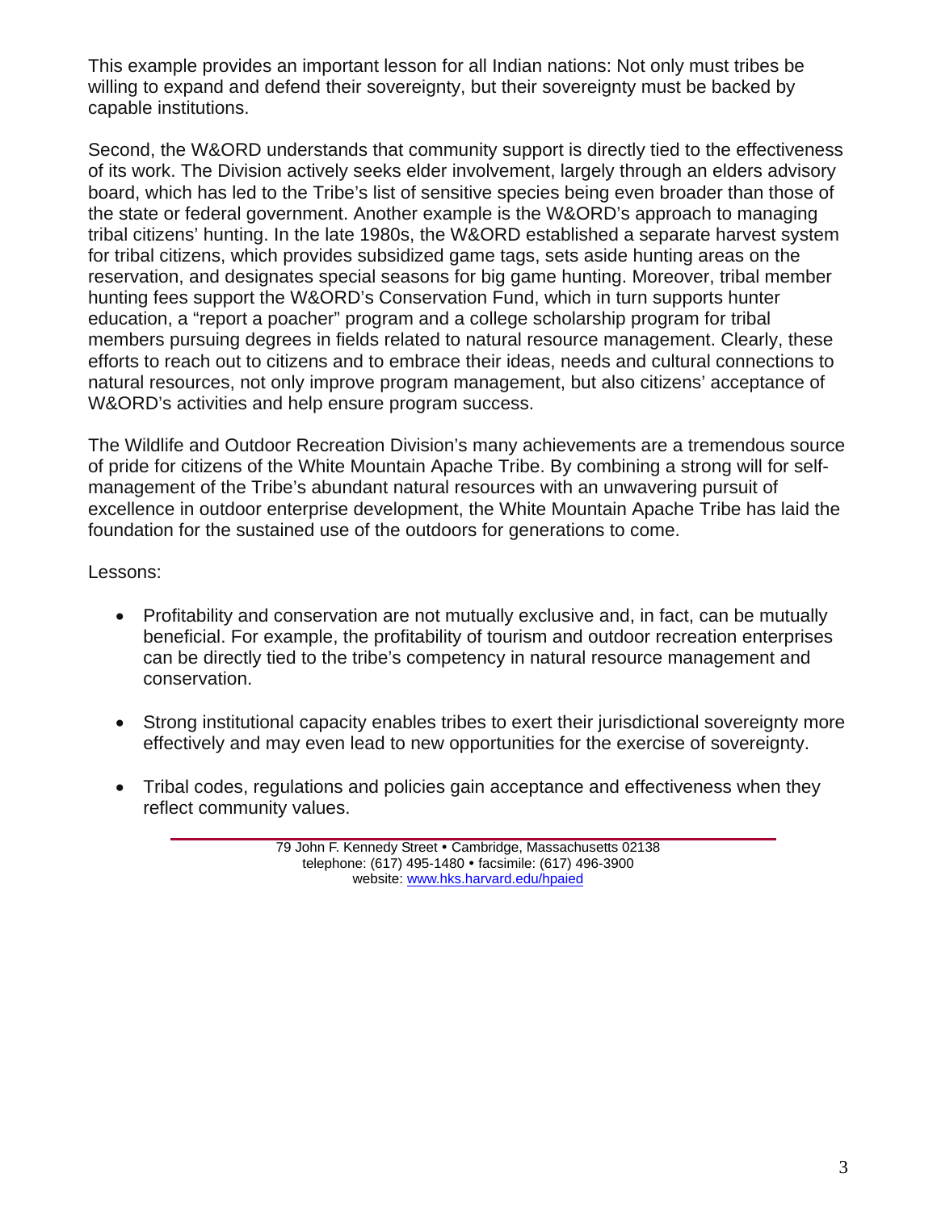This example provides an important lesson for all Indian nations: Not only must tribes be willing to expand and defend their sovereignty, but their sovereignty must be backed by capable institutions.

Second, the W&ORD understands that community support is directly tied to the effectiveness of its work. The Division actively seeks elder involvement, largely through an elders advisory board, which has led to the Tribe's list of sensitive species being even broader than those of the state or federal government. Another example is the W&ORD's approach to managing tribal citizens' hunting. In the late 1980s, the W&ORD established a separate harvest system for tribal citizens, which provides subsidized game tags, sets aside hunting areas on the reservation, and designates special seasons for big game hunting. Moreover, tribal member hunting fees support the W&ORD's Conservation Fund, which in turn supports hunter education, a "report a poacher" program and a college scholarship program for tribal members pursuing degrees in fields related to natural resource management. Clearly, these efforts to reach out to citizens and to embrace their ideas, needs and cultural connections to natural resources, not only improve program management, but also citizens' acceptance of W&ORD's activities and help ensure program success.

The Wildlife and Outdoor Recreation Division's many achievements are a tremendous source of pride for citizens of the White Mountain Apache Tribe. By combining a strong will for self-management of the Tribe's abundant natural resources with an unwavering pursuit of excellence in outdoor enterprise development, the White Mountain Apache Tribe has laid the foundation for the sustained use of the outdoors for generations to come.

Lessons:

- Profitability and conservation are not mutually exclusive and, in fact, can be mutually beneficial. For example, the profitability of tourism and outdoor recreation enterprises can be directly tied to the tribe's competency in natural resource management and conservation.
- Strong institutional capacity enables tribes to exert their jurisdictional sovereignty more effectively and may even lead to new opportunities for the exercise of sovereignty.
- Tribal codes, regulations and policies gain acceptance and effectiveness when they reflect community values.

79 John F. Kennedy Street • Cambridge, Massachusetts 02138
telephone: (617) 495-1480 • facsimile: (617) 496-3900
website: www.hks.harvard.edu/hpaied